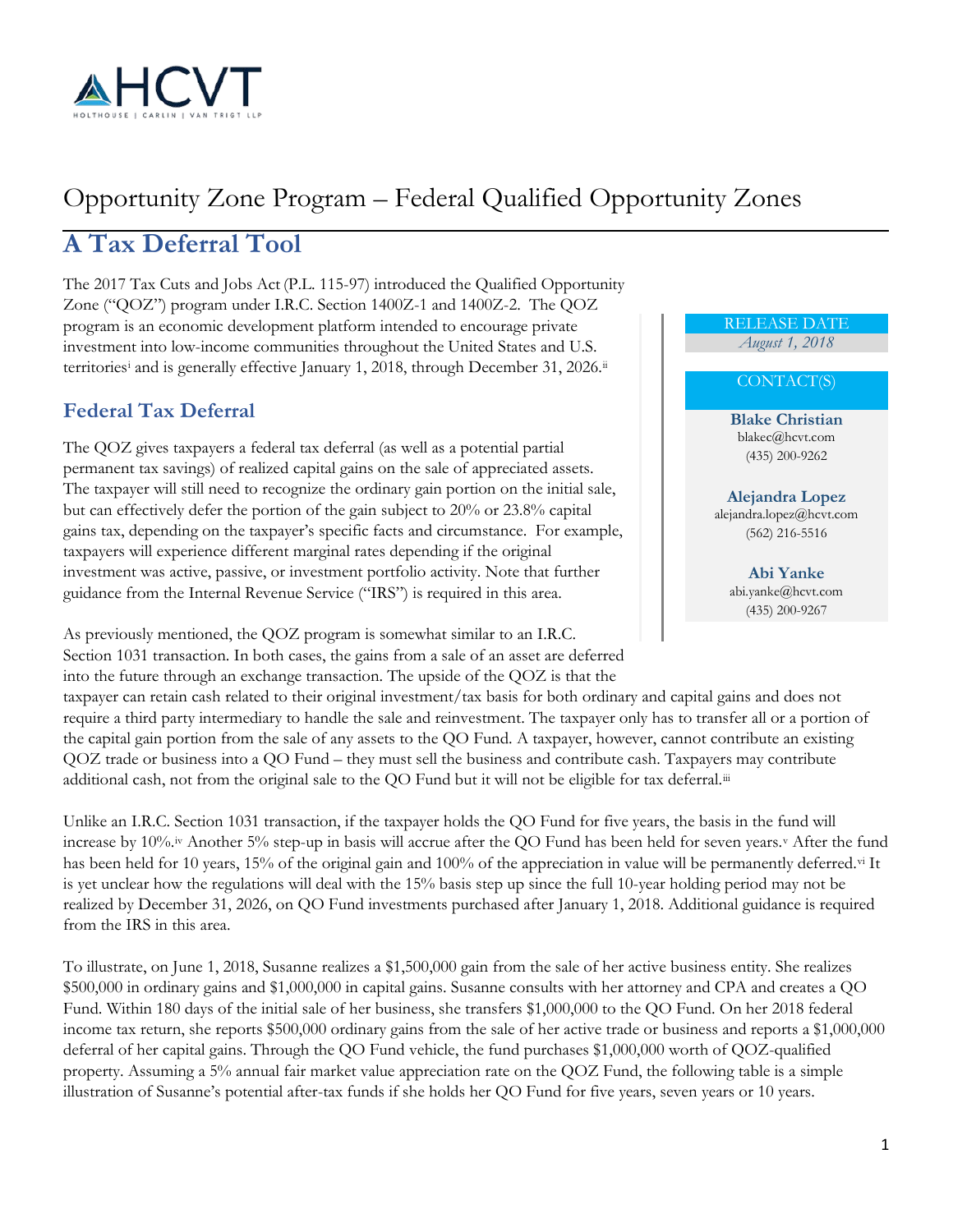HOLTHOUSE | CARLIN | VAN TRIGT LLP

# Opportunity Zone Program – Federal Qualified Opportunity Zones

## A Tax Deferral Tool

RELEASE DATE
*August 1, 2018*

CONTACT(S)

**Blake Christian**
blakec@hcvt.com
(435) 200-9262

**Alejandra Lopez**
alejandra.lopez@hcvt.com
(562) 216-5516

**Abi Yanke**
abi.yanke@hcvt.com
(435) 200-9267

The 2017 Tax Cuts and Jobs Act (P.L. 115-97) introduced the Qualified Opportunity Zone ("QOZ") program under I.R.C. Section 1400Z-1 and 1400Z-2. The QOZ program is an economic development platform intended to encourage private investment into low-income communities throughout the United States and U.S. territories[i] and is generally effective January 1, 2018, through December 31, 2026.[ii]

### Federal Tax Deferral

The QOZ gives taxpayers a federal tax deferral (as well as a potential partial permanent tax savings) of realized capital gains on the sale of appreciated assets. The taxpayer will still need to recognize the ordinary gain portion on the initial sale, but can effectively defer the portion of the gain subject to 20% or 23.8% capital gains tax, depending on the taxpayer's specific facts and circumstance. For example, taxpayers will experience different marginal rates depending if the original investment was active, passive, or investment portfolio activity. Note that further guidance from the Internal Revenue Service ("IRS") is required in this area.

As previously mentioned, the QOZ program is somewhat similar to an I.R.C. Section 1031 transaction. In both cases, the gains from a sale of an asset are deferred into the future through an exchange transaction. The upside of the QOZ is that the taxpayer can retain cash related to their original investment/tax basis for both ordinary and capital gains and does not require a third party intermediary to handle the sale and reinvestment. The taxpayer only has to transfer all or a portion of the capital gain portion from the sale of any assets to the QO Fund. A taxpayer, however, cannot contribute an existing QOZ trade or business into a QO Fund – they must sell the business and contribute cash. Taxpayers may contribute additional cash, not from the original sale to the QO Fund but it will not be eligible for tax deferral.[iii]

Unlike an I.R.C. Section 1031 transaction, if the taxpayer holds the QO Fund for five years, the basis in the fund will increase by 10%.[iv] Another 5% step-up in basis will accrue after the QO Fund has been held for seven years.[v] After the fund has been held for 10 years, 15% of the original gain and 100% of the appreciation in value will be permanently deferred.[vi] It is yet unclear how the regulations will deal with the 15% basis step up since the full 10-year holding period may not be realized by December 31, 2026, on QO Fund investments purchased after January 1, 2018. Additional guidance is required from the IRS in this area.

To illustrate, on June 1, 2018, Susanne realizes a $1,500,000 gain from the sale of her active business entity. She realizes $500,000 in ordinary gains and $1,000,000 in capital gains. Susanne consults with her attorney and CPA and creates a QO Fund. Within 180 days of the initial sale of her business, she transfers $1,000,000 to the QO Fund. On her 2018 federal income tax return, she reports $500,000 ordinary gains from the sale of her active trade or business and reports a $1,000,000 deferral of her capital gains. Through the QO Fund vehicle, the fund purchases $1,000,000 worth of QOZ-qualified property. Assuming a 5% annual fair market value appreciation rate on the QOZ Fund, the following table is a simple illustration of Susanne's potential after-tax funds if she holds her QO Fund for five years, seven years or 10 years.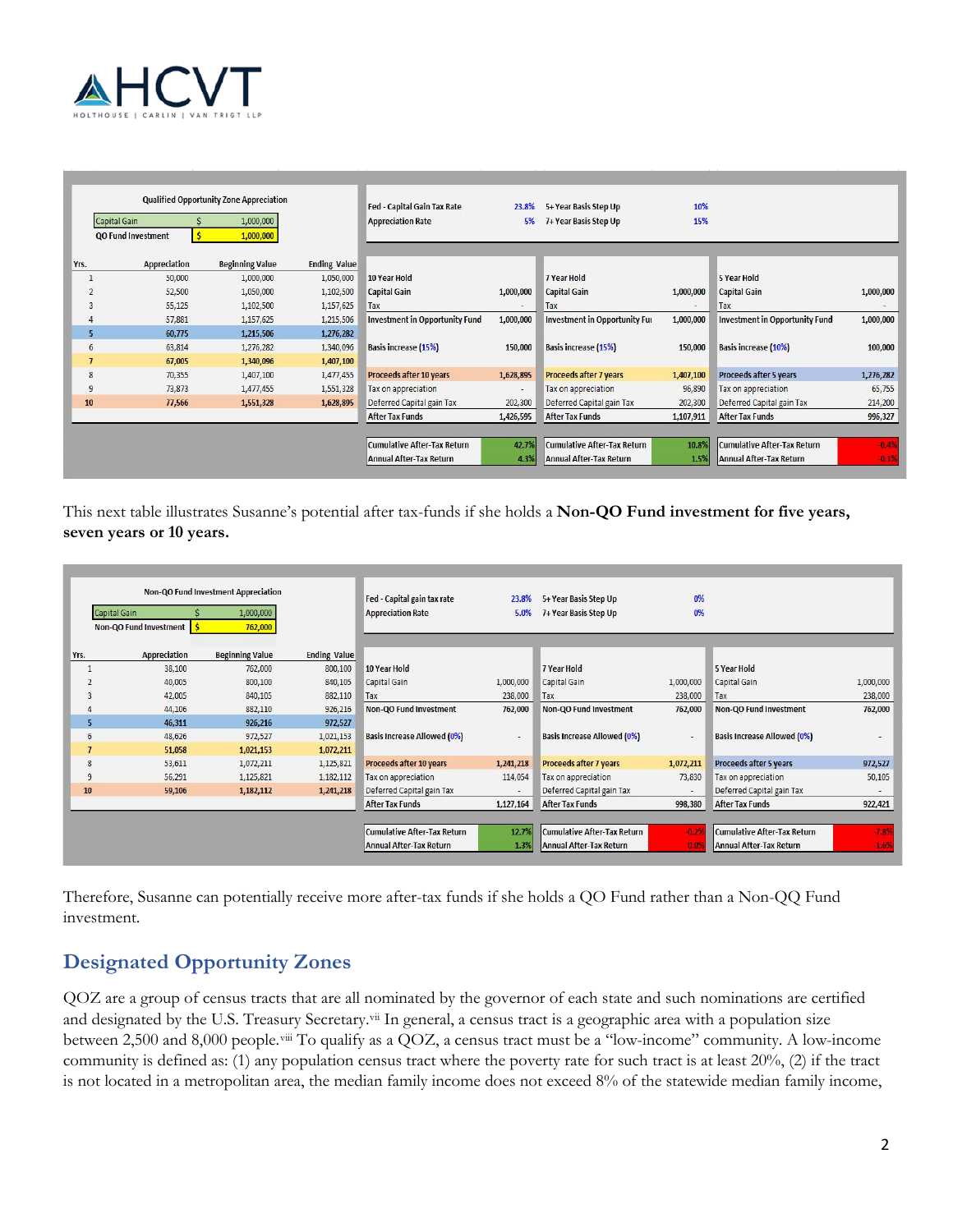**Qualified Opportunity Zone Appreciation**

| | | |
|---|---|---|
| Capital Gain | $ | 1,000,000 |
| QO Fund Investment | $ | 1,000,000 |

| Yrs. | Appreciation | Beginning Value | Ending Value |
|---|---|---|---|
| 1 | 50,000 | 1,000,000 | 1,050,000 |
| 2 | 52,500 | 1,050,000 | 1,102,500 |
| 3 | 55,125 | 1,102,500 | 1,157,625 |
| 4 | 57,881 | 1,157,625 | 1,215,506 |
| 5 | 60,775 | 1,215,506 | 1,276,282 |
| 6 | 63,814 | 1,276,282 | 1,340,096 |
| 7 | 67,005 | 1,340,096 | 1,407,100 |
| 8 | 70,355 | 1,407,100 | 1,477,455 |
| 9 | 73,873 | 1,477,455 | 1,551,328 |
| 10 | 77,566 | 1,551,328 | 1,628,895 |

| | | | |
|---|---|---|---|
| Fed - Capital Gain Tax Rate | 23.8% | 5+ Year Basis Step Up | 10% |
| Appreciation Rate | 5% | 7+ Year Basis Step Up | 15% |

| 10 Year Hold | | 7 Year Hold | | 5 Year Hold | |
|---|---|---|---|---|---|
| Capital Gain | 1,000,000 | Capital Gain | 1,000,000 | Capital Gain | 1,000,000 |
| Tax | - | Tax | - | Tax | - |
| Investment in Opportunity Fund | 1,000,000 | Investment in Opportunity Fu | 1,000,000 | Investment in Opportunity Fund | 1,000,000 |
| Basis increase (15%) | 150,000 | Basis increase (15%) | 150,000 | Basis increase (10%) | 100,000 |
| Proceeds after 10 years | 1,628,895 | Proceeds after 7 years | 1,407,100 | Proceeds after 5 years | 1,276,282 |
| Tax on appreciation | - | Tax on appreciation | 96,890 | Tax on appreciation | 65,755 |
| Deferred Capital gain Tax | 202,300 | Deferred Capital gain Tax | 202,300 | Deferred Capital gain Tax | 214,200 |
| After Tax Funds | 1,426,595 | After Tax Funds | 1,107,911 | After Tax Funds | 996,327 |
| Cumulative After-Tax Return | 42.7% | Cumulative After-Tax Return | 10.8% | Cumulative After-Tax Return | -0.4% |
| Annual After-Tax Return | 4.3% | Annual After-Tax Return | 1.5% | Annual After-Tax Return | -0.1% |

This next table illustrates Susanne's potential after tax-funds if she holds a **Non-QO Fund investment for five years, seven years or 10 years.**

**Non-QO Fund Investment Appreciation**

| | | |
|---|---|---|
| Capital Gain | $ | 1,000,000 |
| Non-QO Fund Investment | $ | 762,000 |

| Yrs. | Appreciation | Beginning Value | Ending Value |
|---|---|---|---|
| 1 | 38,100 | 762,000 | 800,100 |
| 2 | 40,005 | 800,100 | 840,105 |
| 3 | 42,005 | 840,105 | 882,110 |
| 4 | 44,106 | 882,110 | 926,216 |
| 5 | 46,311 | 926,216 | 972,527 |
| 6 | 48,626 | 972,527 | 1,021,153 |
| 7 | 51,058 | 1,021,153 | 1,072,211 |
| 8 | 53,611 | 1,072,211 | 1,125,821 |
| 9 | 56,291 | 1,125,821 | 1,182,112 |
| 10 | 59,106 | 1,182,112 | 1,241,218 |

| | | | |
|---|---|---|---|
| Fed - Capital gain tax rate | 23.8% | 5+ Year Basis Step Up | 0% |
| Appreciation Rate | 5.0% | 7+ Year Basis Step Up | 0% |

| 10 Year Hold | | 7 Year Hold | | 5 Year Hold | |
|---|---|---|---|---|---|
| Capital Gain | 1,000,000 | Capital Gain | 1,000,000 | Capital Gain | 1,000,000 |
| Tax | 238,000 | Tax | 238,000 | Tax | 238,000 |
| Non-QO Fund Investment | 762,000 | Non-QO Fund Investment | 762,000 | Non-QO Fund Investment | 762,000 |
| Basis Increase Allowed (0%) | - | Basis Increase Allowed (0%) | - | Basis Increase Allowed (0%) | - |
| Proceeds after 10 years | 1,241,218 | Proceeds after 7 years | 1,072,211 | Proceeds after 5 years | 972,527 |
| Tax on appreciation | 114,054 | Tax on appreciation | 73,830 | Tax on appreciation | 50,105 |
| Deferred Capital gain Tax | - | Deferred Capital gain Tax | - | Deferred Capital gain Tax | - |
| After Tax Funds | 1,127,164 | After Tax Funds | 998,380 | After Tax Funds | 922,421 |
| Cumulative After-Tax Return | 12.7% | Cumulative After-Tax Return | -0.2% | Cumulative After-Tax Return | -7.8% |
| Annual After-Tax Return | 1.3% | Annual After-Tax Return | 0.0% | Annual After-Tax Return | -1.6% |

Therefore, Susanne can potentially receive more after-tax funds if she holds a QO Fund rather than a Non-QQ Fund investment.

## Designated Opportunity Zones

QOZ are a group of census tracts that are all nominated by the governor of each state and such nominations are certified and designated by the U.S. Treasury Secretary.[vii] In general, a census tract is a geographic area with a population size between 2,500 and 8,000 people.[viii] To qualify as a QOZ, a census tract must be a "low-income" community. A low-income community is defined as: (1) any population census tract where the poverty rate for such tract is at least 20%, (2) if the tract is not located in a metropolitan area, the median family income does not exceed 8% of the statewide median family income,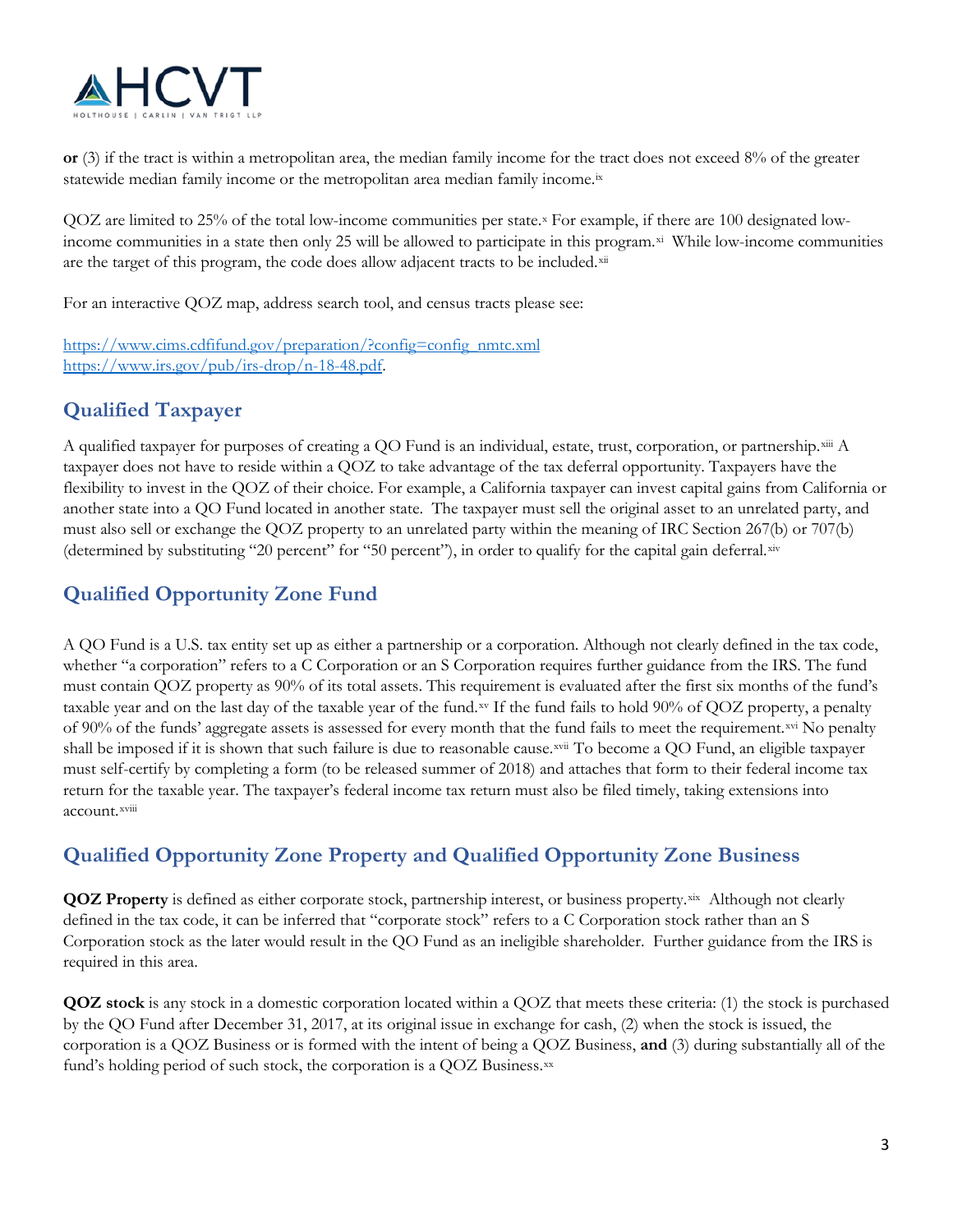**or** (3) if the tract is within a metropolitan area, the median family income for the tract does not exceed 8% of the greater statewide median family income or the metropolitan area median family income.[ix]

QOZ are limited to 25% of the total low-income communities per state.[x] For example, if there are 100 designated low-income communities in a state then only 25 will be allowed to participate in this program.[xi] While low-income communities are the target of this program, the code does allow adjacent tracts to be included.[xii]

For an interactive QOZ map, address search tool, and census tracts please see:

[https://www.cims.cdfifund.gov/preparation/?config=config_nmtc.xml](https://www.cims.cdfifund.gov/preparation/?config=config_nmtc.xml)
[https://www.irs.gov/pub/irs-drop/n-18-48.pdf](https://www.irs.gov/pub/irs-drop/n-18-48.pdf).

## Qualified Taxpayer

A qualified taxpayer for purposes of creating a QO Fund is an individual, estate, trust, corporation, or partnership.[xiii] A taxpayer does not have to reside within a QOZ to take advantage of the tax deferral opportunity. Taxpayers have the flexibility to invest in the QOZ of their choice. For example, a California taxpayer can invest capital gains from California or another state into a QO Fund located in another state. The taxpayer must sell the original asset to an unrelated party, and must also sell or exchange the QOZ property to an unrelated party within the meaning of IRC Section 267(b) or 707(b) (determined by substituting "20 percent" for "50 percent"), in order to qualify for the capital gain deferral.[xiv]

## Qualified Opportunity Zone Fund

A QO Fund is a U.S. tax entity set up as either a partnership or a corporation. Although not clearly defined in the tax code, whether "a corporation" refers to a C Corporation or an S Corporation requires further guidance from the IRS. The fund must contain QOZ property as 90% of its total assets. This requirement is evaluated after the first six months of the fund's taxable year and on the last day of the taxable year of the fund.[xv] If the fund fails to hold 90% of QOZ property, a penalty of 90% of the funds' aggregate assets is assessed for every month that the fund fails to meet the requirement.[xvi] No penalty shall be imposed if it is shown that such failure is due to reasonable cause.[xvii] To become a QO Fund, an eligible taxpayer must self-certify by completing a form (to be released summer of 2018) and attaches that form to their federal income tax return for the taxable year. The taxpayer's federal income tax return must also be filed timely, taking extensions into account.[xviii]

## Qualified Opportunity Zone Property and Qualified Opportunity Zone Business

**QOZ Property** is defined as either corporate stock, partnership interest, or business property.[xix] Although not clearly defined in the tax code, it can be inferred that "corporate stock" refers to a C Corporation stock rather than an S Corporation stock as the later would result in the QO Fund as an ineligible shareholder. Further guidance from the IRS is required in this area.

**QOZ stock** is any stock in a domestic corporation located within a QOZ that meets these criteria: (1) the stock is purchased by the QO Fund after December 31, 2017, at its original issue in exchange for cash, (2) when the stock is issued, the corporation is a QOZ Business or is formed with the intent of being a QOZ Business, **and** (3) during substantially all of the fund's holding period of such stock, the corporation is a QOZ Business.[xx]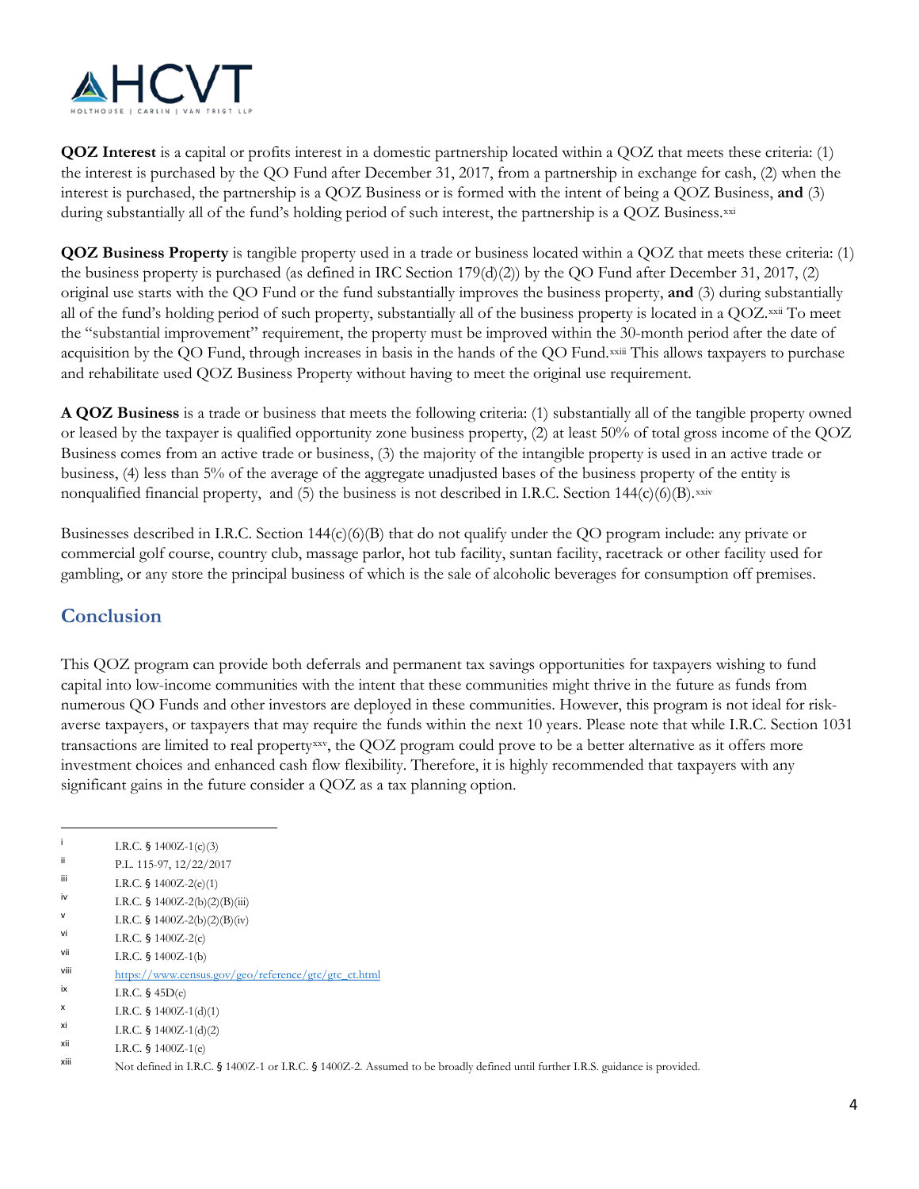**QOZ Interest** is a capital or profits interest in a domestic partnership located within a QOZ that meets these criteria: (1) the interest is purchased by the QO Fund after December 31, 2017, from a partnership in exchange for cash, (2) when the interest is purchased, the partnership is a QOZ Business or is formed with the intent of being a QOZ Business, **and** (3) during substantially all of the fund's holding period of such interest, the partnership is a QOZ Business.[xxi]

**QOZ Business Property** is tangible property used in a trade or business located within a QOZ that meets these criteria: (1) the business property is purchased (as defined in IRC Section 179(d)(2)) by the QO Fund after December 31, 2017, (2) original use starts with the QO Fund or the fund substantially improves the business property, **and** (3) during substantially all of the fund's holding period of such property, substantially all of the business property is located in a QOZ.[xxii] To meet the "substantial improvement" requirement, the property must be improved within the 30-month period after the date of acquisition by the QO Fund, through increases in basis in the hands of the QO Fund.[xxiii] This allows taxpayers to purchase and rehabilitate used QOZ Business Property without having to meet the original use requirement.

**A QOZ Business** is a trade or business that meets the following criteria: (1) substantially all of the tangible property owned or leased by the taxpayer is qualified opportunity zone business property, (2) at least 50% of total gross income of the QOZ Business comes from an active trade or business, (3) the majority of the intangible property is used in an active trade or business, (4) less than 5% of the average of the aggregate unadjusted bases of the business property of the entity is nonqualified financial property, and (5) the business is not described in I.R.C. Section 144(c)(6)(B).[xxiv]

Businesses described in I.R.C. Section 144(c)(6)(B) that do not qualify under the QO program include: any private or commercial golf course, country club, massage parlor, hot tub facility, suntan facility, racetrack or other facility used for gambling, or any store the principal business of which is the sale of alcoholic beverages for consumption off premises.

## Conclusion

This QOZ program can provide both deferrals and permanent tax savings opportunities for taxpayers wishing to fund capital into low-income communities with the intent that these communities might thrive in the future as funds from numerous QO Funds and other investors are deployed in these communities. However, this program is not ideal for risk-averse taxpayers, or taxpayers that may require the funds within the next 10 years. Please note that while I.R.C. Section 1031 transactions are limited to real property[xxv], the QOZ program could prove to be a better alternative as it offers more investment choices and enhanced cash flow flexibility. Therefore, it is highly recommended that taxpayers with any significant gains in the future consider a QOZ as a tax planning option.

---

[i] I.R.C. § 1400Z-1(c)(3)

[ii] P.L. 115-97, 12/22/2017

[iii] I.R.C. § 1400Z-2(e)(1)

[iv] I.R.C. § 1400Z-2(b)(2)(B)(iii)

[v] I.R.C. § 1400Z-2(b)(2)(B)(iv)

[vi] I.R.C. § 1400Z-2(c)

[vii] I.R.C. § 1400Z-1(b)

[viii] https://www.census.gov/geo/reference/gtc/gtc_ct.html

[ix] I.R.C. § 45D(e)

[x] I.R.C. § 1400Z-1(d)(1)

[xi] I.R.C. § 1400Z-1(d)(2)

[xii] I.R.C. § 1400Z-1(e)

[xiii] Not defined in I.R.C. § 1400Z-1 or I.R.C. § 1400Z-2. Assumed to be broadly defined until further I.R.S. guidance is provided.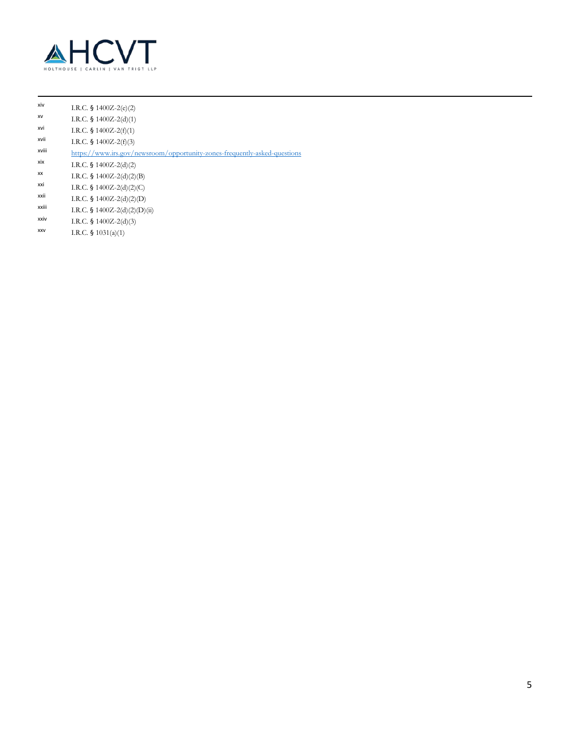xiv I.R.C. § 1400Z-2(e)(2)

xv I.R.C. § 1400Z-2(d)(1)

xvi I.R.C. § 1400Z-2(f)(1)

xvii I.R.C. § 1400Z-2(f)(3)

xviii https://www.irs.gov/newsroom/opportunity-zones-frequently-asked-questions

xix I.R.C. § 1400Z-2(d)(2)

xx I.R.C. § 1400Z-2(d)(2)(B)

xxi I.R.C. § 1400Z-2(d)(2)(C)

xxii I.R.C. § 1400Z-2(d)(2)(D)

xxiii I.R.C. § 1400Z-2(d)(2)(D)(ii)

xxiv I.R.C. § 1400Z-2(d)(3)

xxv I.R.C. § 1031(a)(1)